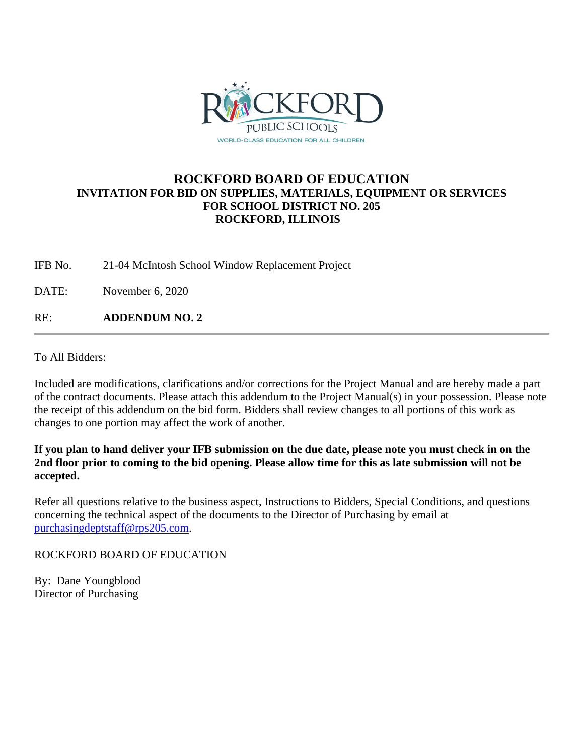ROCKFORD PUBLIC SCHOOLS
WORLD-CLASS EDUCATION FOR ALL CHILDREN

# ROCKFORD BOARD OF EDUCATION
## INVITATION FOR BID ON SUPPLIES, MATERIALS, EQUIPMENT OR SERVICES FOR SCHOOL DISTRICT NO. 205 ROCKFORD, ILLINOIS

IFB No. 21-04 McIntosh School Window Replacement Project

DATE: November 6, 2020

RE: **ADDENDUM NO. 2**

---

To All Bidders:

Included are modifications, clarifications and/or corrections for the Project Manual and are hereby made a part of the contract documents. Please attach this addendum to the Project Manual(s) in your possession. Please note the receipt of this addendum on the bid form. Bidders shall review changes to all portions of this work as changes to one portion may affect the work of another.

**If you plan to hand deliver your IFB submission on the due date, please note you must check in on the 2nd floor prior to coming to the bid opening. Please allow time for this as late submission will not be accepted.**

Refer all questions relative to the business aspect, Instructions to Bidders, Special Conditions, and questions concerning the technical aspect of the documents to the Director of Purchasing by email at purchasingdeptstaff@rps205.com.

ROCKFORD BOARD OF EDUCATION

By: Dane Youngblood
Director of Purchasing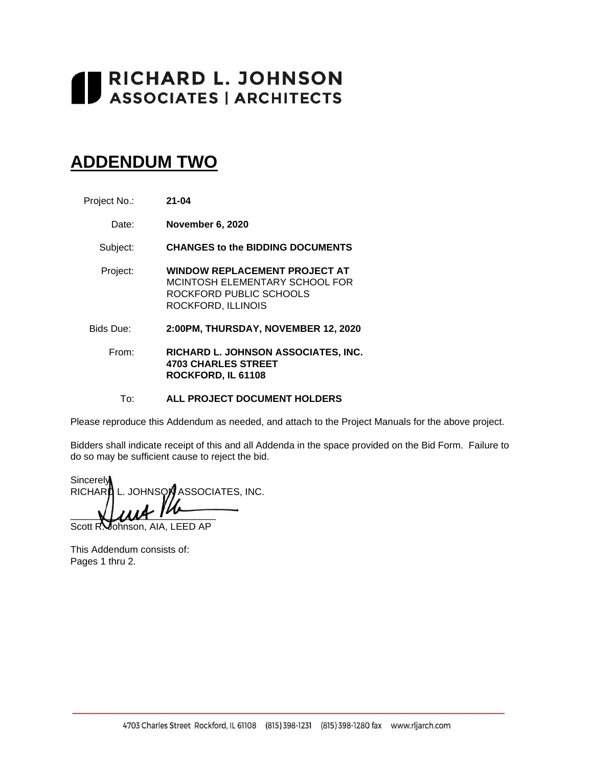# RICHARD L. JOHNSON
## ASSOCIATES | ARCHITECTS

# ADDENDUM TWO

| | |
|---|---|
| Project No.: | **21-04** |
| Date: | **November 6, 2020** |
| Subject: | **CHANGES to the BIDDING DOCUMENTS** |
| Project: | **WINDOW REPLACEMENT PROJECT AT** MCINTOSH ELEMENTARY SCHOOL FOR ROCKFORD PUBLIC SCHOOLS ROCKFORD, ILLINOIS |
| Bids Due: | **2:00PM, THURSDAY, NOVEMBER 12, 2020** |
| From: | **RICHARD L. JOHNSON ASSOCIATES, INC. 4703 CHARLES STREET ROCKFORD, IL 61108** |
| To: | **ALL PROJECT DOCUMENT HOLDERS** |

Please reproduce this Addendum as needed, and attach to the Project Manuals for the above project.

Bidders shall indicate receipt of this and all Addenda in the space provided on the Bid Form. Failure to do so may be sufficient cause to reject the bid.

Sincerely,
RICHARD L. JOHNSON ASSOCIATES, INC.

___________________________
Scott R. Johnson, AIA, LEED AP

This Addendum consists of:
Pages 1 thru 2.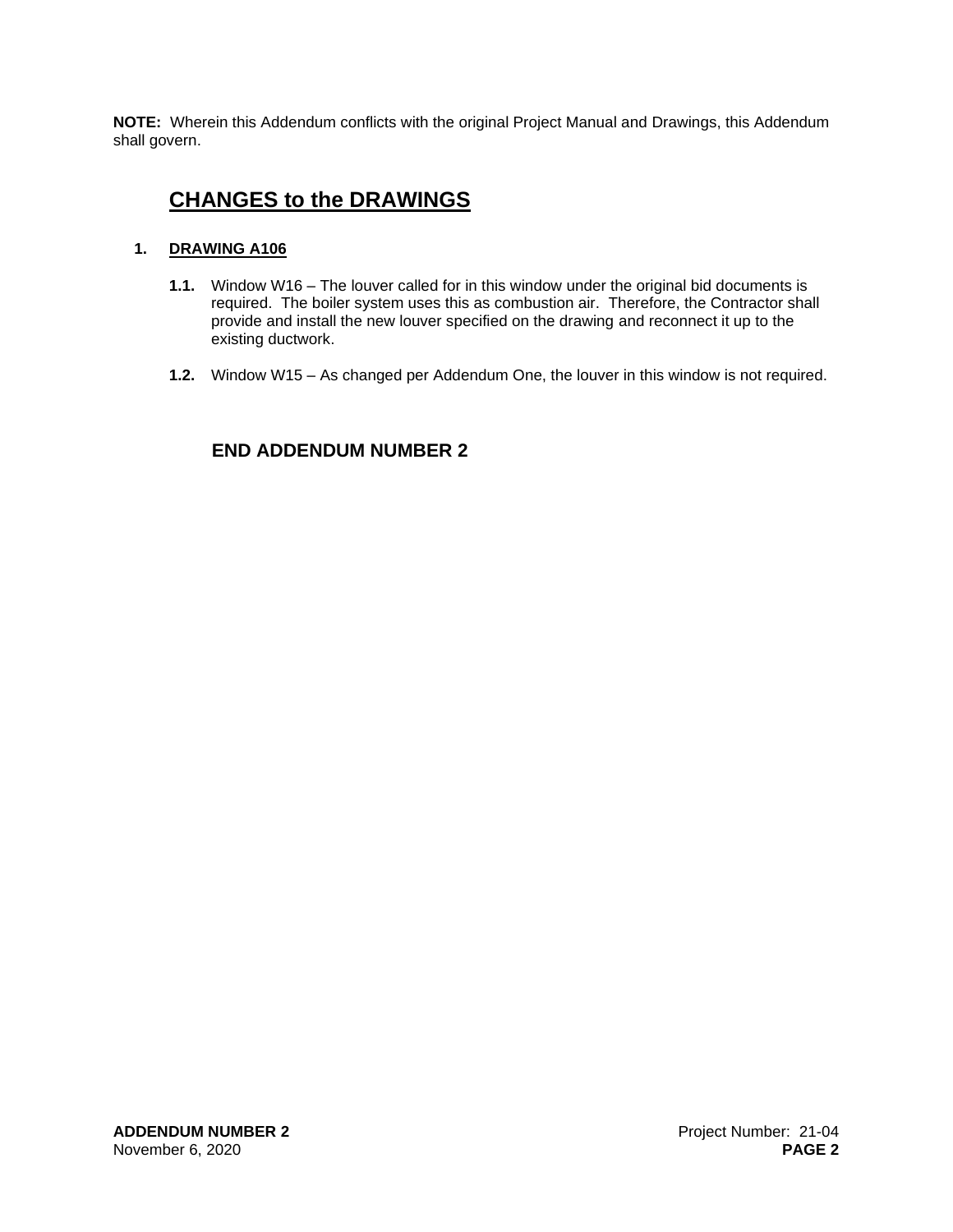**NOTE:** Wherein this Addendum conflicts with the original Project Manual and Drawings, this Addendum shall govern.

## CHANGES to the DRAWINGS

**1. DRAWING A106**

**1.1.** Window W16 – The louver called for in this window under the original bid documents is required. The boiler system uses this as combustion air. Therefore, the Contractor shall provide and install the new louver specified on the drawing and reconnect it up to the existing ductwork.

**1.2.** Window W15 – As changed per Addendum One, the louver in this window is not required.

**END ADDENDUM NUMBER 2**